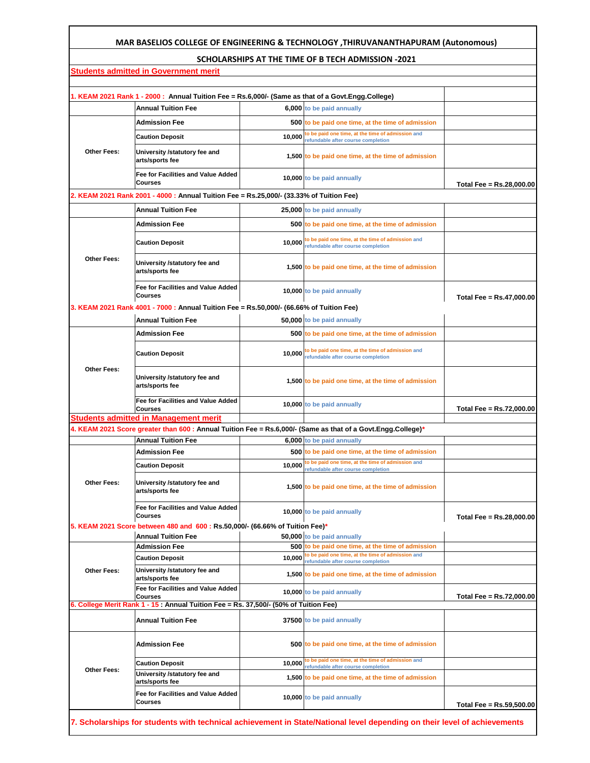# MAR BASELIOS COLLEGE OF ENGINEERING & TECHNOLOGY ,THIRUVANANTHAPURAM (Autonomous)

## SCHOLARSHIPS AT THE TIME OF B TECH ADMISSION -2021

### Students admitted in Government merit

**1. KEAM 2021 Rank 1 - 2000 : Annual Tuition Fee = Rs.6,000/- (Same as that of a Govt.Engg.College)**

| | | | | |
|---|---|---|---|---|
| | Annual Tuition Fee | 6,000 | to be paid annually | |
| Other Fees: | Admission Fee | 500 | to be paid one time, at the time of admission | |
| | Caution Deposit | 10,000 | to be paid one time, at the time of admission and refundable after course completion | |
| | University /statutory fee and arts/sports fee | 1,500 | to be paid one time, at the time of admission | |
| | Fee for Facilities and Value Added Courses | 10,000 | to be paid annually | Total Fee = Rs.28,000.00 |

**2. KEAM 2021 Rank 2001 - 4000 : Annual Tuition Fee = Rs.25,000/- (33.33% of Tuition Fee)**

| | | | | |
|---|---|---|---|---|
| | Annual Tuition Fee | 25,000 | to be paid annually | |
| Other Fees: | Admission Fee | 500 | to be paid one time, at the time of admission | |
| | Caution Deposit | 10,000 | to be paid one time, at the time of admission and refundable after course completion | |
| | University /statutory fee and arts/sports fee | 1,500 | to be paid one time, at the time of admission | |
| | Fee for Facilities and Value Added Courses | 10,000 | to be paid annually | Total Fee = Rs.47,000.00 |

**3. KEAM 2021 Rank 4001 - 7000 : Annual Tuition Fee = Rs.50,000/- (66.66% of Tuition Fee)**

| | | | | |
|---|---|---|---|---|
| | Annual Tuition Fee | 50,000 | to be paid annually | |
| Other Fees: | Admission Fee | 500 | to be paid one time, at the time of admission | |
| | Caution Deposit | 10,000 | to be paid one time, at the time of admission and refundable after course completion | |
| | University /statutory fee and arts/sports fee | 1,500 | to be paid one time, at the time of admission | |
| | Fee for Facilities and Value Added Courses | 10,000 | to be paid annually | Total Fee = Rs.72,000.00 |

### Students admitted in Management merit

**4. KEAM 2021 Score greater than 600 : Annual Tuition Fee = Rs.6,000/- (Same as that of a Govt.Engg.College)***

| | | | | |
|---|---|---|---|---|
| | Annual Tuition Fee | 6,000 | to be paid annually | |
| Other Fees: | Admission Fee | 500 | to be paid one time, at the time of admission | |
| | Caution Deposit | 10,000 | to be paid one time, at the time of admission and refundable after course completion | |
| | University /statutory fee and arts/sports fee | 1,500 | to be paid one time, at the time of admission | |
| | Fee for Facilities and Value Added Courses | 10,000 | to be paid annually | Total Fee = Rs.28,000.00 |

**5. KEAM 2021 Score between 480 and 600 : Rs.50,000/- (66.66% of Tuition Fee)***

| | | | | |
|---|---|---|---|---|
| | Annual Tuition Fee | 50,000 | to be paid annually | |
| Other Fees: | Admission Fee | 500 | to be paid one time, at the time of admission | |
| | Caution Deposit | 10,000 | to be paid one time, at the time of admission and refundable after course completion | |
| | University /statutory fee and arts/sports fee | 1,500 | to be paid one time, at the time of admission | |
| | Fee for Facilities and Value Added Courses | 10,000 | to be paid annually | Total Fee = Rs.72,000.00 |

**6. College Merit Rank 1 - 15 : Annual Tuition Fee = Rs. 37,500/- (50% of Tuition Fee)**

| | | | | |
|---|---|---|---|---|
| | Annual Tuition Fee | 37500 | to be paid annually | |
| Other Fees: | Admission Fee | 500 | to be paid one time, at the time of admission | |
| | Caution Deposit | 10,000 | to be paid one time, at the time of admission and refundable after course completion | |
| | University /statutory fee and arts/sports fee | 1,500 | to be paid one time, at the time of admission | |
| | Fee for Facilities and Value Added Courses | 10,000 | to be paid annually | Total Fee = Rs.59,500.00 |

**7. Scholarships for students with technical achievement in State/National level depending on their level of achievements**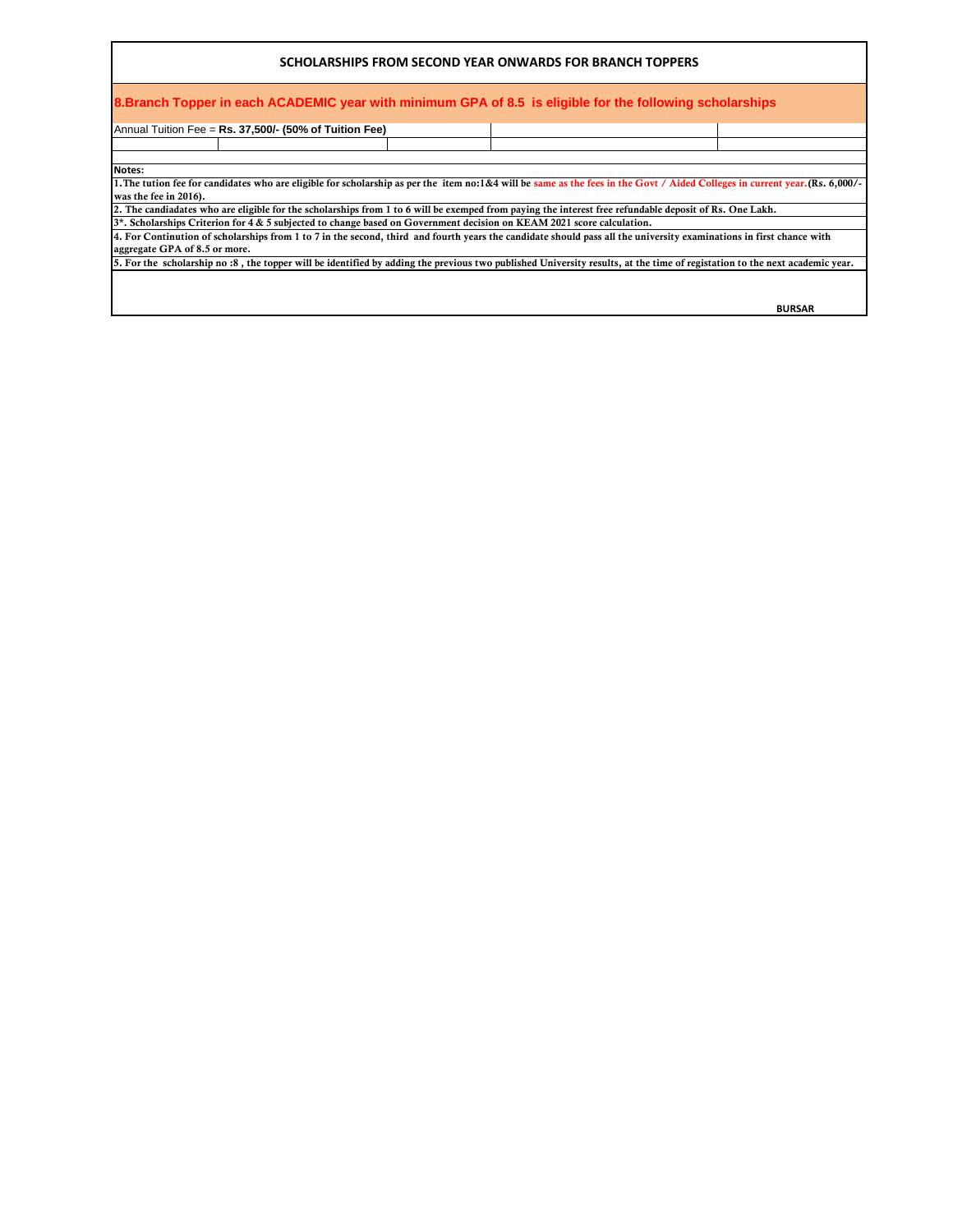## SCHOLARSHIPS FROM SECOND YEAR ONWARDS FOR BRANCH TOPPERS

**8.Branch Topper in each ACADEMIC year with minimum GPA of 8.5 is eligible for the following scholarships**

Annual Tuition Fee = **Rs. 37,500/- (50% of Tuition Fee)**

**Notes:**

**1.The tution fee for candidates who are eligible for scholarship as per the item no:1&4 will be same as the fees in the Govt / Aided Colleges in current year.(Rs. 6,000/- was the fee in 2016).**

**2. The candiadates who are eligible for the scholarships from 1 to 6 will be exemped from paying the interest free refundable deposit of Rs. One Lakh.**

**3*. Scholarships Criterion for 4 & 5 subjected to change based on Government decision on KEAM 2021 score calculation.**

**4. For Continution of scholarships from 1 to 7 in the second, third and fourth years the candidate should pass all the university examinations in first chance with aggregate GPA of 8.5 or more.**

**5. For the scholarship no :8 , the topper will be identified by adding the previous two published University results, at the time of registation to the next academic year.**

**BURSAR**